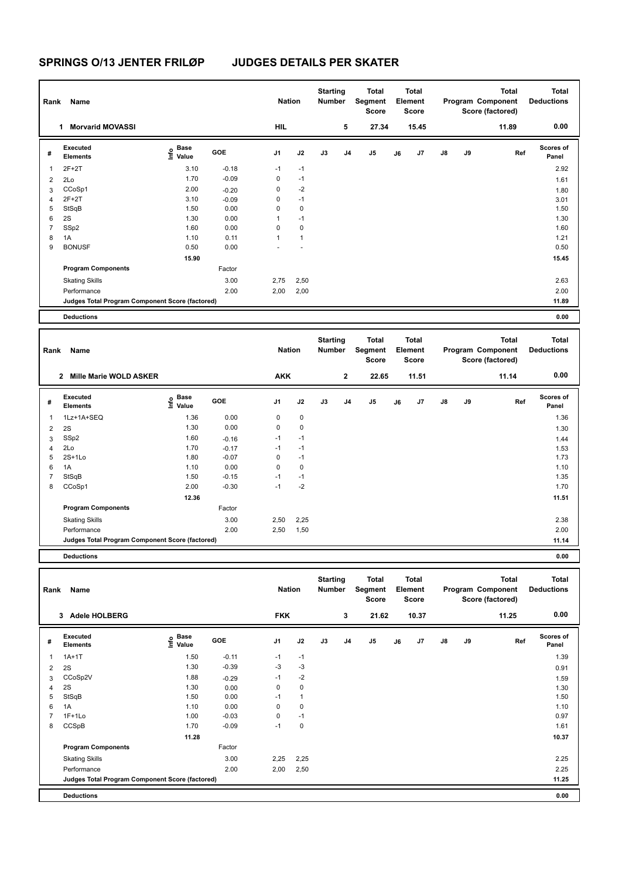# SPRINGS O/13 JENTER FRILØP JUDGES DETAILS PER SKATER

| Rank | Name | Nation | Starting Number | Total Segment Score | Total Element Score | Total Program Component Score (factored) | Total Deductions |
|---|---|---|---|---|---|---|---|
| 1 | Morvarid MOVASSI | HIL | 5 | 27.34 | 15.45 | 11.89 | 0.00 |

| # | Executed Elements | Info | Base Value | GOE | J1 | J2 | J3 | J4 | J5 | J6 | J7 | J8 | J9 | Ref | Scores of Panel |
|---|---|---|---|---|---|---|---|---|---|---|---|---|---|---|---|
| 1 | 2F+2T | | 3.10 | -0.18 | -1 | -1 | | | | | | | | | 2.92 |
| 2 | 2Lo | | 1.70 | -0.09 | 0 | -1 | | | | | | | | | 1.61 |
| 3 | CCoSp1 | | 2.00 | -0.20 | 0 | -2 | | | | | | | | | 1.80 |
| 4 | 2F+2T | | 3.10 | -0.09 | 0 | -1 | | | | | | | | | 3.01 |
| 5 | StSqB | | 1.50 | 0.00 | 0 | 0 | | | | | | | | | 1.50 |
| 6 | 2S | | 1.30 | 0.00 | 1 | -1 | | | | | | | | | 1.30 |
| 7 | SSp2 | | 1.60 | 0.00 | 0 | 0 | | | | | | | | | 1.60 |
| 8 | 1A | | 1.10 | 0.11 | 1 | 1 | | | | | | | | | 1.21 |
| 9 | BONUSF | | 0.50 | 0.00 | - | - | | | | | | | | | 0.50 |
| | | | 15.90 | | | | | | | | | | | | 15.45 |
| | Program Components | | | Factor | | | | | | | | | | | |
| | Skating Skills | | | 3.00 | 2,75 | 2,50 | | | | | | | | | 2.63 |
| | Performance | | | 2.00 | 2,00 | 2,00 | | | | | | | | | 2.00 |
| | Judges Total Program Component Score (factored) | | | | | | | | | | | | | | 11.89 |
| | Deductions | | | | | | | | | | | | | | 0.00 |

| Rank | Name | Nation | Starting Number | Total Segment Score | Total Element Score | Total Program Component Score (factored) | Total Deductions |
|---|---|---|---|---|---|---|---|
| 2 | Mille Marie WOLD ASKER | AKK | 2 | 22.65 | 11.51 | 11.14 | 0.00 |

| # | Executed Elements | Info | Base Value | GOE | J1 | J2 | J3 | J4 | J5 | J6 | J7 | J8 | J9 | Ref | Scores of Panel |
|---|---|---|---|---|---|---|---|---|---|---|---|---|---|---|---|
| 1 | 1Lz+1A+SEQ | | 1.36 | 0.00 | 0 | 0 | | | | | | | | | 1.36 |
| 2 | 2S | | 1.30 | 0.00 | 0 | 0 | | | | | | | | | 1.30 |
| 3 | SSp2 | | 1.60 | -0.16 | -1 | -1 | | | | | | | | | 1.44 |
| 4 | 2Lo | | 1.70 | -0.17 | -1 | -1 | | | | | | | | | 1.53 |
| 5 | 2S+1Lo | | 1.80 | -0.07 | 0 | -1 | | | | | | | | | 1.73 |
| 6 | 1A | | 1.10 | 0.00 | 0 | 0 | | | | | | | | | 1.10 |
| 7 | StSqB | | 1.50 | -0.15 | -1 | -1 | | | | | | | | | 1.35 |
| 8 | CCoSp1 | | 2.00 | -0.30 | -1 | -2 | | | | | | | | | 1.70 |
| | | | 12.36 | | | | | | | | | | | | 11.51 |
| | Program Components | | | Factor | | | | | | | | | | | |
| | Skating Skills | | | 3.00 | 2,50 | 2,25 | | | | | | | | | 2.38 |
| | Performance | | | 2.00 | 2,50 | 1,50 | | | | | | | | | 2.00 |
| | Judges Total Program Component Score (factored) | | | | | | | | | | | | | | 11.14 |
| | Deductions | | | | | | | | | | | | | | 0.00 |

| Rank | Name | Nation | Starting Number | Total Segment Score | Total Element Score | Total Program Component Score (factored) | Total Deductions |
|---|---|---|---|---|---|---|---|
| 3 | Adele HOLBERG | FKK | 3 | 21.62 | 10.37 | 11.25 | 0.00 |

| # | Executed Elements | Info | Base Value | GOE | J1 | J2 | J3 | J4 | J5 | J6 | J7 | J8 | J9 | Ref | Scores of Panel |
|---|---|---|---|---|---|---|---|---|---|---|---|---|---|---|---|
| 1 | 1A+1T | | 1.50 | -0.11 | -1 | -1 | | | | | | | | | 1.39 |
| 2 | 2S | | 1.30 | -0.39 | -3 | -3 | | | | | | | | | 0.91 |
| 3 | CCoSp2V | | 1.88 | -0.29 | -1 | -2 | | | | | | | | | 1.59 |
| 4 | 2S | | 1.30 | 0.00 | 0 | 0 | | | | | | | | | 1.30 |
| 5 | StSqB | | 1.50 | 0.00 | -1 | 1 | | | | | | | | | 1.50 |
| 6 | 1A | | 1.10 | 0.00 | 0 | 0 | | | | | | | | | 1.10 |
| 7 | 1F+1Lo | | 1.00 | -0.03 | 0 | -1 | | | | | | | | | 0.97 |
| 8 | CCSpB | | 1.70 | -0.09 | -1 | 0 | | | | | | | | | 1.61 |
| | | | 11.28 | | | | | | | | | | | | 10.37 |
| | Program Components | | | Factor | | | | | | | | | | | |
| | Skating Skills | | | 3.00 | 2,25 | 2,25 | | | | | | | | | 2.25 |
| | Performance | | | 2.00 | 2,00 | 2,50 | | | | | | | | | 2.25 |
| | Judges Total Program Component Score (factored) | | | | | | | | | | | | | | 11.25 |
| | Deductions | | | | | | | | | | | | | | 0.00 |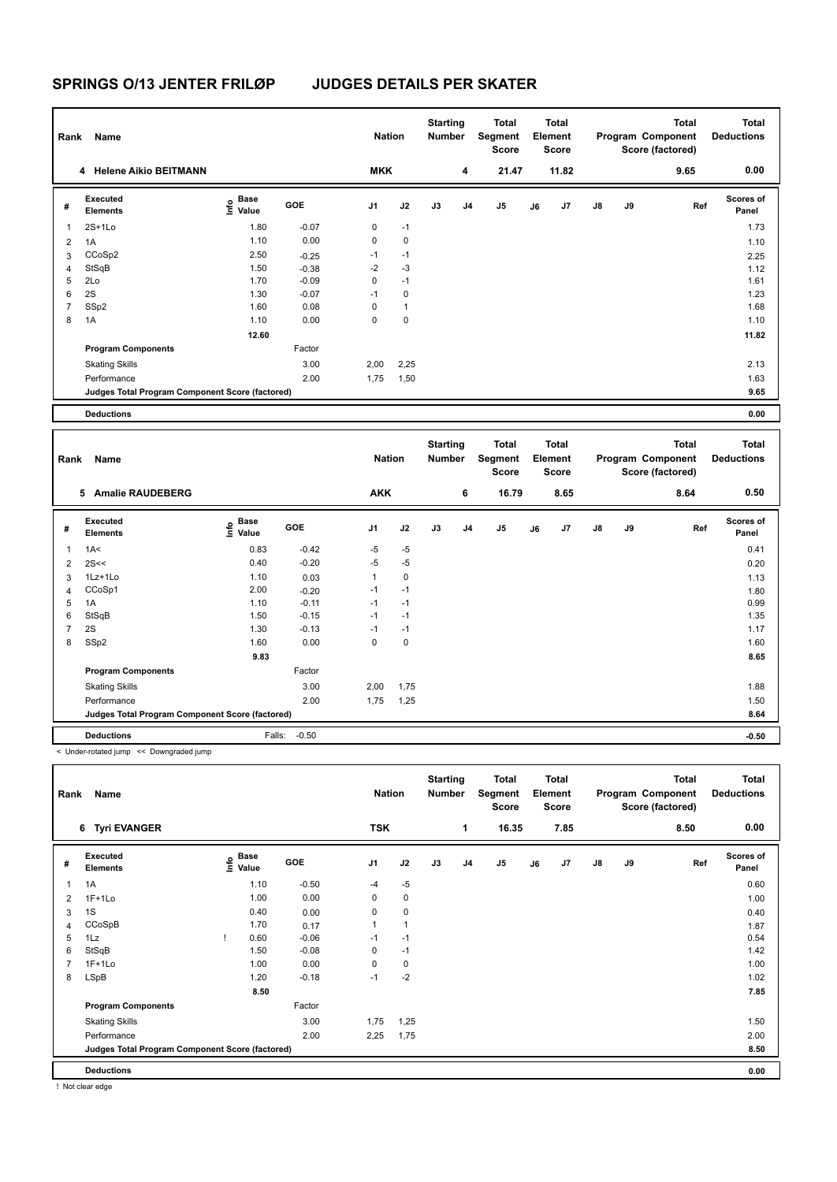# SPRINGS O/13 JENTER FRILØP JUDGES DETAILS PER SKATER

| Rank | Name | Nation | Starting Number | Total Segment Score | Total Element Score | Total Program Component Score (factored) | Total Deductions |
|---|---|---|---|---|---|---|---|
| 4 | Helene Aikio BEITMANN | MKK | 4 | 21.47 | 11.82 | 9.65 | 0.00 |

| # | Executed Elements | Info | Base Value | GOE | J1 | J2 | J3 | J4 | J5 | J6 | J7 | J8 | J9 | Ref | Scores of Panel |
|---|---|---|---|---|---|---|---|---|---|---|---|---|---|---|---|
| 1 | 2S+1Lo | | 1.80 | -0.07 | 0 | -1 | | | | | | | | | 1.73 |
| 2 | 1A | | 1.10 | 0.00 | 0 | 0 | | | | | | | | | 1.10 |
| 3 | CCoSp2 | | 2.50 | -0.25 | -1 | -1 | | | | | | | | | 2.25 |
| 4 | StSqB | | 1.50 | -0.38 | -2 | -3 | | | | | | | | | 1.12 |
| 5 | 2Lo | | 1.70 | -0.09 | 0 | -1 | | | | | | | | | 1.61 |
| 6 | 2S | | 1.30 | -0.07 | -1 | 0 | | | | | | | | | 1.23 |
| 7 | SSp2 | | 1.60 | 0.08 | 0 | 1 | | | | | | | | | 1.68 |
| 8 | 1A | | 1.10 | 0.00 | 0 | 0 | | | | | | | | | 1.10 |
| | | | 12.60 | | | | | | | | | | | | 11.82 |
| | **Program Components** | | | Factor | | | | | | | | | | | |
| | Skating Skills | | | 3.00 | 2,00 | 2,25 | | | | | | | | | 2.13 |
| | Performance | | | 2.00 | 1,75 | 1,50 | | | | | | | | | 1.63 |
| | **Judges Total Program Component Score (factored)** | | | | | | | | | | | | | | 9.65 |
| | **Deductions** | | | | | | | | | | | | | | 0.00 |

| Rank | Name | Nation | Starting Number | Total Segment Score | Total Element Score | Total Program Component Score (factored) | Total Deductions |
|---|---|---|---|---|---|---|---|
| 5 | Amalie RAUDEBERG | AKK | 6 | 16.79 | 8.65 | 8.64 | 0.50 |

| # | Executed Elements | Info | Base Value | GOE | J1 | J2 | J3 | J4 | J5 | J6 | J7 | J8 | J9 | Ref | Scores of Panel |
|---|---|---|---|---|---|---|---|---|---|---|---|---|---|---|---|
| 1 | 1A< | | 0.83 | -0.42 | -5 | -5 | | | | | | | | | 0.41 |
| 2 | 2S<< | | 0.40 | -0.20 | -5 | -5 | | | | | | | | | 0.20 |
| 3 | 1Lz+1Lo | | 1.10 | 0.03 | 1 | 0 | | | | | | | | | 1.13 |
| 4 | CCoSp1 | | 2.00 | -0.20 | -1 | -1 | | | | | | | | | 1.80 |
| 5 | 1A | | 1.10 | -0.11 | -1 | -1 | | | | | | | | | 0.99 |
| 6 | StSqB | | 1.50 | -0.15 | -1 | -1 | | | | | | | | | 1.35 |
| 7 | 2S | | 1.30 | -0.13 | -1 | -1 | | | | | | | | | 1.17 |
| 8 | SSp2 | | 1.60 | 0.00 | 0 | 0 | | | | | | | | | 1.60 |
| | | | 9.83 | | | | | | | | | | | | 8.65 |
| | **Program Components** | | | Factor | | | | | | | | | | | |
| | Skating Skills | | | 3.00 | 2,00 | 1,75 | | | | | | | | | 1.88 |
| | Performance | | | 2.00 | 1,75 | 1,25 | | | | | | | | | 1.50 |
| | **Judges Total Program Component Score (factored)** | | | | | | | | | | | | | | 8.64 |
| | **Deductions** | | Falls: | -0.50 | | | | | | | | | | | -0.50 |

< Under-rotated jump << Downgraded jump

| Rank | Name | Nation | Starting Number | Total Segment Score | Total Element Score | Total Program Component Score (factored) | Total Deductions |
|---|---|---|---|---|---|---|---|
| 6 | Tyri EVANGER | TSK | 1 | 16.35 | 7.85 | 8.50 | 0.00 |

| # | Executed Elements | Info | Base Value | GOE | J1 | J2 | J3 | J4 | J5 | J6 | J7 | J8 | J9 | Ref | Scores of Panel |
|---|---|---|---|---|---|---|---|---|---|---|---|---|---|---|---|
| 1 | 1A | | 1.10 | -0.50 | -4 | -5 | | | | | | | | | 0.60 |
| 2 | 1F+1Lo | | 1.00 | 0.00 | 0 | 0 | | | | | | | | | 1.00 |
| 3 | 1S | | 0.40 | 0.00 | 0 | 0 | | | | | | | | | 0.40 |
| 4 | CCoSpB | | 1.70 | 0.17 | 1 | 1 | | | | | | | | | 1.87 |
| 5 | 1Lz | ! | 0.60 | -0.06 | -1 | -1 | | | | | | | | | 0.54 |
| 6 | StSqB | | 1.50 | -0.08 | 0 | -1 | | | | | | | | | 1.42 |
| 7 | 1F+1Lo | | 1.00 | 0.00 | 0 | 0 | | | | | | | | | 1.00 |
| 8 | LSpB | | 1.20 | -0.18 | -1 | -2 | | | | | | | | | 1.02 |
| | | | 8.50 | | | | | | | | | | | | 7.85 |
| | **Program Components** | | | Factor | | | | | | | | | | | |
| | Skating Skills | | | 3.00 | 1,75 | 1,25 | | | | | | | | | 1.50 |
| | Performance | | | 2.00 | 2,25 | 1,75 | | | | | | | | | 2.00 |
| | **Judges Total Program Component Score (factored)** | | | | | | | | | | | | | | 8.50 |
| | **Deductions** | | | | | | | | | | | | | | 0.00 |

! Not clear edge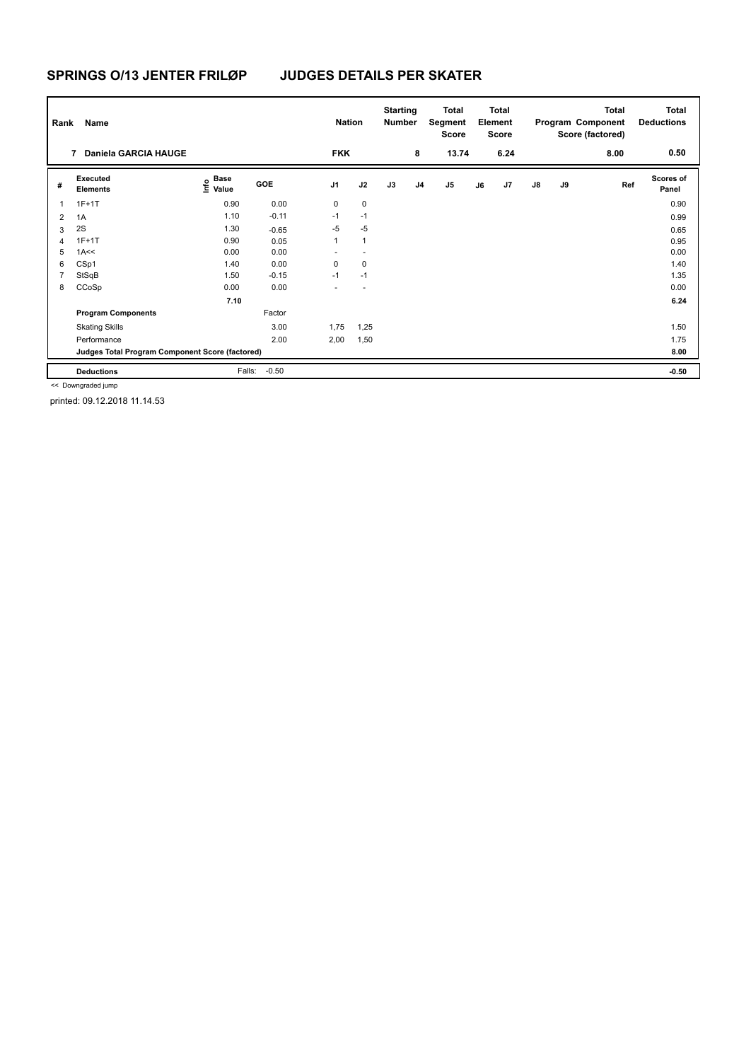## SPRINGS O/13 JENTER FRILØP JUDGES DETAILS PER SKATER

| Rank | Name | Nation | Starting Number | Total Segment Score | Total Element Score | Total Program Component Score (factored) | Total Deductions |
|---|---|---|---|---|---|---|---|
| 7 | Daniela GARCIA HAUGE | FKK | 8 | 13.74 | 6.24 | 8.00 | 0.50 |

| # | Executed Elements | Info | Base Value | GOE | J1 | J2 | J3 | J4 | J5 | J6 | J7 | J8 | J9 | Ref | Scores of Panel |
|---|---|---|---|---|---|---|---|---|---|---|---|---|---|---|---|
| 1 | 1F+1T | | 0.90 | 0.00 | 0 | 0 | | | | | | | | | 0.90 |
| 2 | 1A | | 1.10 | -0.11 | -1 | -1 | | | | | | | | | 0.99 |
| 3 | 2S | | 1.30 | -0.65 | -5 | -5 | | | | | | | | | 0.65 |
| 4 | 1F+1T | | 0.90 | 0.05 | 1 | 1 | | | | | | | | | 0.95 |
| 5 | 1A<< | | 0.00 | 0.00 | - | - | | | | | | | | | 0.00 |
| 6 | CSp1 | | 1.40 | 0.00 | 0 | 0 | | | | | | | | | 1.40 |
| 7 | StSqB | | 1.50 | -0.15 | -1 | -1 | | | | | | | | | 1.35 |
| 8 | CCoSp | | 0.00 | 0.00 | - | - | | | | | | | | | 0.00 |
| | | | 7.10 | | | | | | | | | | | | 6.24 |
| | **Program Components** | | | Factor | | | | | | | | | | | |
| | Skating Skills | | | 3.00 | 1,75 | 1,25 | | | | | | | | | 1.50 |
| | Performance | | | 2.00 | 2,00 | 1,50 | | | | | | | | | 1.75 |
| | **Judges Total Program Component Score (factored)** | | | | | | | | | | | | | | 8.00 |
| | **Deductions** | | Falls: | -0.50 | | | | | | | | | | | -0.50 |

<< Downgraded jump

printed: 09.12.2018 11.14.53